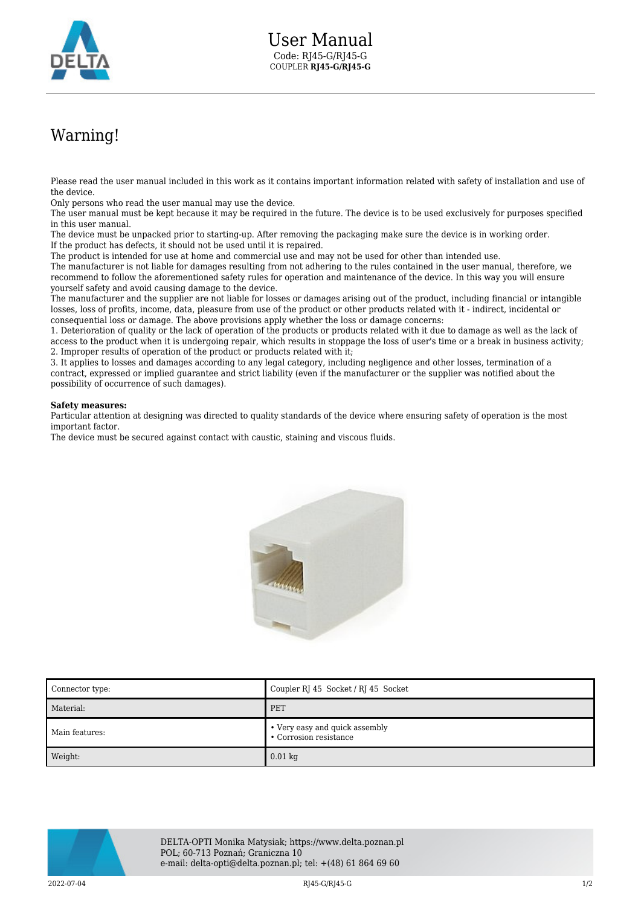# User Manual

Code: RJ45-G/RJ45-G
COUPLER **RJ45-G/RJ45-G**

## Warning!

Please read the user manual included in this work as it contains important information related with safety of installation and use of the device.
Only persons who read the user manual may use the device.
The user manual must be kept because it may be required in the future. The device is to be used exclusively for purposes specified in this user manual.
The device must be unpacked prior to starting-up. After removing the packaging make sure the device is in working order.
If the product has defects, it should not be used until it is repaired.
The product is intended for use at home and commercial use and may not be used for other than intended use.
The manufacturer is not liable for damages resulting from not adhering to the rules contained in the user manual, therefore, we recommend to follow the aforementioned safety rules for operation and maintenance of the device. In this way you will ensure yourself safety and avoid causing damage to the device.
The manufacturer and the supplier are not liable for losses or damages arising out of the product, including financial or intangible losses, loss of profits, income, data, pleasure from use of the product or other products related with it - indirect, incidental or consequential loss or damage. The above provisions apply whether the loss or damage concerns:
1. Deterioration of quality or the lack of operation of the products or products related with it due to damage as well as the lack of access to the product when it is undergoing repair, which results in stoppage the loss of user's time or a break in business activity;
2. Improper results of operation of the product or products related with it;
3. It applies to losses and damages according to any legal category, including negligence and other losses, termination of a contract, expressed or implied guarantee and strict liability (even if the manufacturer or the supplier was notified about the possibility of occurrence of such damages).

**Safety measures:**
Particular attention at designing was directed to quality standards of the device where ensuring safety of operation is the most important factor.
The device must be secured against contact with caustic, staining and viscous fluids.

| Connector type: | Coupler RJ 45 Socket / RJ 45 Socket |
|---|---|
| Material: | PET |
| Main features: | • Very easy and quick assembly<br>• Corrosion resistance |
| Weight: | 0.01 kg |

DELTA-OPTI Monika Matysiak; https://www.delta.poznan.pl
POL; 60-713 Poznań; Graniczna 10
e-mail: delta-opti@delta.poznan.pl; tel: +(48) 61 864 69 60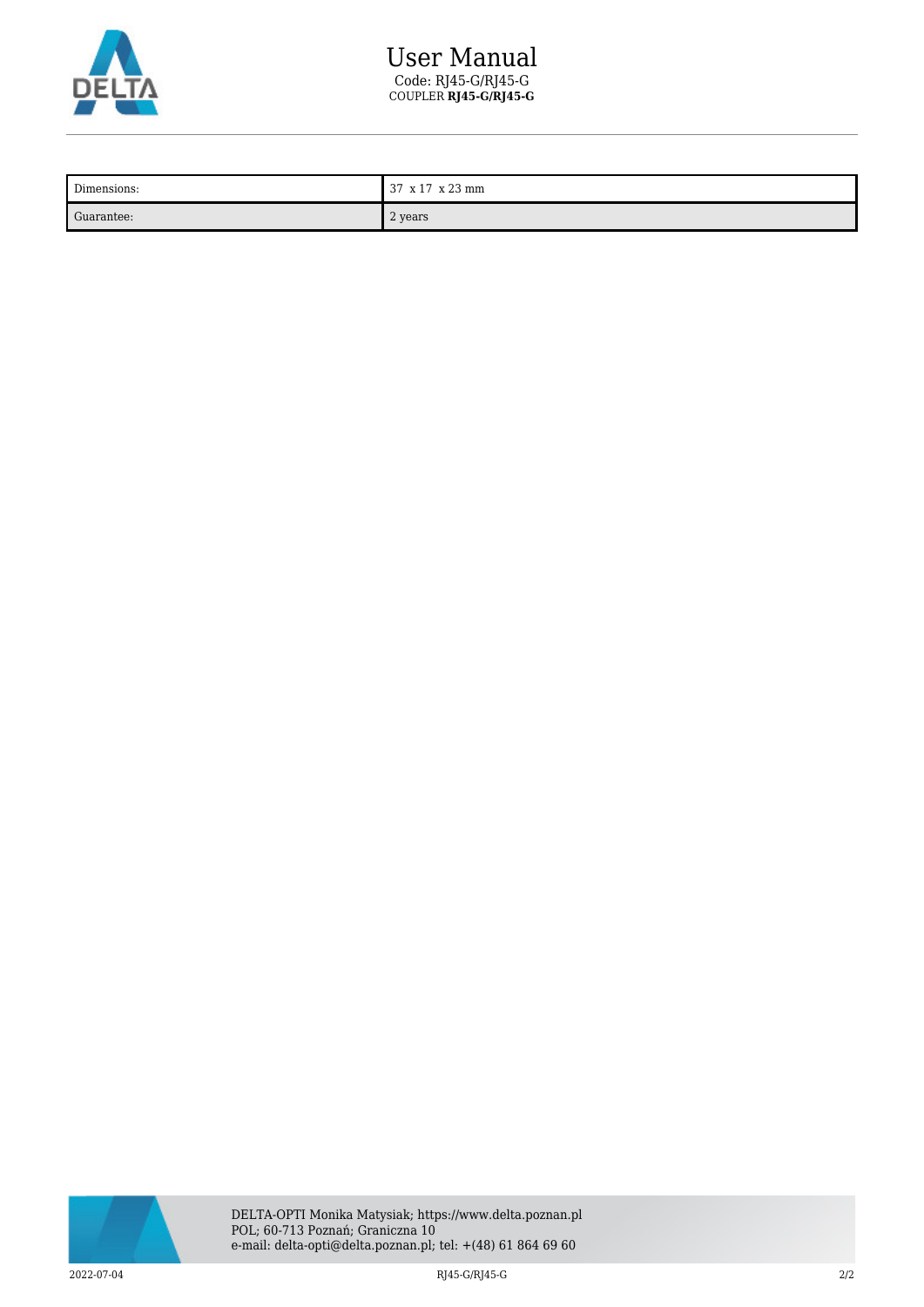| | |
|---|---|
| Dimensions: | 37 x 17 x 23 mm |
| Guarantee: | 2 years |